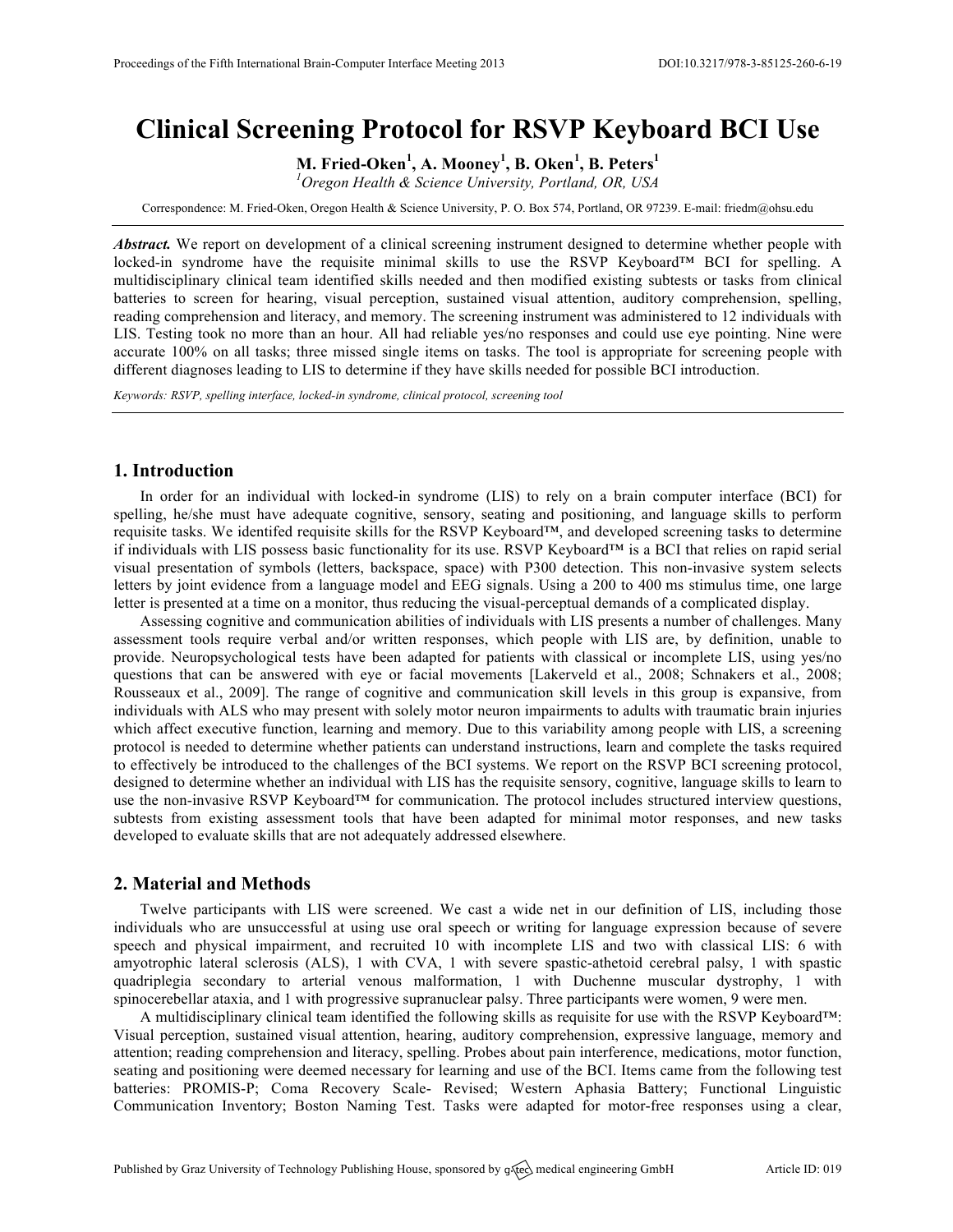# Clinical Screening Protocol for RSVP Keyboard BCI Use

**M. Fried-Oken[1], A. Mooney[1], B. Oken[1], B. Peters[1]**

[1] *Oregon Health & Science University, Portland, OR, USA*

Correspondence: M. Fried-Oken, Oregon Health & Science University, P. O. Box 574, Portland, OR 97239. E-mail: friedm@ohsu.edu

***Abstract.*** We report on development of a clinical screening instrument designed to determine whether people with locked-in syndrome have the requisite minimal skills to use the RSVP Keyboard™ BCI for spelling. A multidisciplinary clinical team identified skills needed and then modified existing subtests or tasks from clinical batteries to screen for hearing, visual perception, sustained visual attention, auditory comprehension, spelling, reading comprehension and literacy, and memory. The screening instrument was administered to 12 individuals with LIS. Testing took no more than an hour. All had reliable yes/no responses and could use eye pointing. Nine were accurate 100% on all tasks; three missed single items on tasks. The tool is appropriate for screening people with different diagnoses leading to LIS to determine if they have skills needed for possible BCI introduction.

*Keywords: RSVP, spelling interface, locked-in syndrome, clinical protocol, screening tool*

## 1. Introduction

In order for an individual with locked-in syndrome (LIS) to rely on a brain computer interface (BCI) for spelling, he/she must have adequate cognitive, sensory, seating and positioning, and language skills to perform requisite tasks. We identifed requisite skills for the RSVP Keyboard™, and developed screening tasks to determine if individuals with LIS possess basic functionality for its use. RSVP Keyboard™ is a BCI that relies on rapid serial visual presentation of symbols (letters, backspace, space) with P300 detection. This non-invasive system selects letters by joint evidence from a language model and EEG signals. Using a 200 to 400 ms stimulus time, one large letter is presented at a time on a monitor, thus reducing the visual-perceptual demands of a complicated display.

Assessing cognitive and communication abilities of individuals with LIS presents a number of challenges. Many assessment tools require verbal and/or written responses, which people with LIS are, by definition, unable to provide. Neuropsychological tests have been adapted for patients with classical or incomplete LIS, using yes/no questions that can be answered with eye or facial movements [Lakerveld et al., 2008; Schnakers et al., 2008; Rousseaux et al., 2009]. The range of cognitive and communication skill levels in this group is expansive, from individuals with ALS who may present with solely motor neuron impairments to adults with traumatic brain injuries which affect executive function, learning and memory. Due to this variability among people with LIS, a screening protocol is needed to determine whether patients can understand instructions, learn and complete the tasks required to effectively be introduced to the challenges of the BCI systems. We report on the RSVP BCI screening protocol, designed to determine whether an individual with LIS has the requisite sensory, cognitive, language skills to learn to use the non-invasive RSVP Keyboard™ for communication. The protocol includes structured interview questions, subtests from existing assessment tools that have been adapted for minimal motor responses, and new tasks developed to evaluate skills that are not adequately addressed elsewhere.

## 2. Material and Methods

Twelve participants with LIS were screened. We cast a wide net in our definition of LIS, including those individuals who are unsuccessful at using use oral speech or writing for language expression because of severe speech and physical impairment, and recruited 10 with incomplete LIS and two with classical LIS: 6 with amyotrophic lateral sclerosis (ALS), 1 with CVA, 1 with severe spastic-athetoid cerebral palsy, 1 with spastic quadriplegia secondary to arterial venous malformation, 1 with Duchenne muscular dystrophy, 1 with spinocerebellar ataxia, and 1 with progressive supranuclear palsy. Three participants were women, 9 were men.

A multidisciplinary clinical team identified the following skills as requisite for use with the RSVP Keyboard™: Visual perception, sustained visual attention, hearing, auditory comprehension, expressive language, memory and attention; reading comprehension and literacy, spelling. Probes about pain interference, medications, motor function, seating and positioning were deemed necessary for learning and use of the BCI. Items came from the following test batteries: PROMIS-P; Coma Recovery Scale- Revised; Western Aphasia Battery; Functional Linguistic Communication Inventory; Boston Naming Test. Tasks were adapted for motor-free responses using a clear,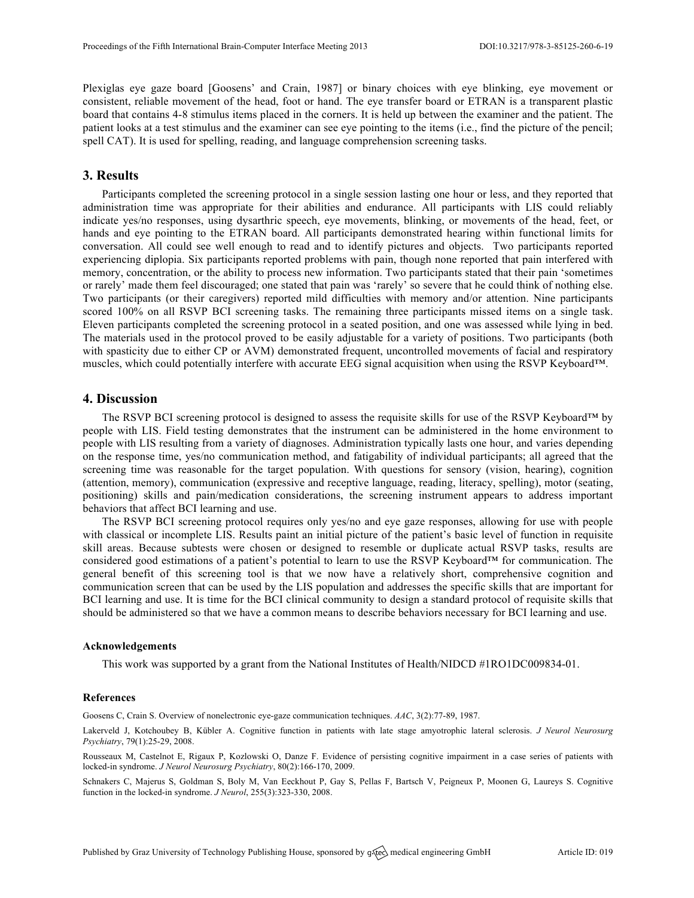Plexiglas eye gaze board [Goosens' and Crain, 1987] or binary choices with eye blinking, eye movement or consistent, reliable movement of the head, foot or hand. The eye transfer board or ETRAN is a transparent plastic board that contains 4-8 stimulus items placed in the corners. It is held up between the examiner and the patient. The patient looks at a test stimulus and the examiner can see eye pointing to the items (i.e., find the picture of the pencil; spell CAT). It is used for spelling, reading, and language comprehension screening tasks.

## 3. Results

Participants completed the screening protocol in a single session lasting one hour or less, and they reported that administration time was appropriate for their abilities and endurance. All participants with LIS could reliably indicate yes/no responses, using dysarthric speech, eye movements, blinking, or movements of the head, feet, or hands and eye pointing to the ETRAN board. All participants demonstrated hearing within functional limits for conversation. All could see well enough to read and to identify pictures and objects. Two participants reported experiencing diplopia. Six participants reported problems with pain, though none reported that pain interfered with memory, concentration, or the ability to process new information. Two participants stated that their pain 'sometimes or rarely' made them feel discouraged; one stated that pain was 'rarely' so severe that he could think of nothing else. Two participants (or their caregivers) reported mild difficulties with memory and/or attention. Nine participants scored 100% on all RSVP BCI screening tasks. The remaining three participants missed items on a single task. Eleven participants completed the screening protocol in a seated position, and one was assessed while lying in bed. The materials used in the protocol proved to be easily adjustable for a variety of positions. Two participants (both with spasticity due to either CP or AVM) demonstrated frequent, uncontrolled movements of facial and respiratory muscles, which could potentially interfere with accurate EEG signal acquisition when using the RSVP Keyboard™.

## 4. Discussion

The RSVP BCI screening protocol is designed to assess the requisite skills for use of the RSVP Keyboard™ by people with LIS. Field testing demonstrates that the instrument can be administered in the home environment to people with LIS resulting from a variety of diagnoses. Administration typically lasts one hour, and varies depending on the response time, yes/no communication method, and fatigability of individual participants; all agreed that the screening time was reasonable for the target population. With questions for sensory (vision, hearing), cognition (attention, memory), communication (expressive and receptive language, reading, literacy, spelling), motor (seating, positioning) skills and pain/medication considerations, the screening instrument appears to address important behaviors that affect BCI learning and use.

The RSVP BCI screening protocol requires only yes/no and eye gaze responses, allowing for use with people with classical or incomplete LIS. Results paint an initial picture of the patient's basic level of function in requisite skill areas. Because subtests were chosen or designed to resemble or duplicate actual RSVP tasks, results are considered good estimations of a patient's potential to learn to use the RSVP Keyboard™ for communication. The general benefit of this screening tool is that we now have a relatively short, comprehensive cognition and communication screen that can be used by the LIS population and addresses the specific skills that are important for BCI learning and use. It is time for the BCI clinical community to design a standard protocol of requisite skills that should be administered so that we have a common means to describe behaviors necessary for BCI learning and use.

#### Acknowledgements

This work was supported by a grant from the National Institutes of Health/NIDCD #1RO1DC009834-01.

#### References

Goosens C, Crain S. Overview of nonelectronic eye-gaze communication techniques. *AAC*, 3(2):77-89, 1987.

Lakerveld J, Kotchoubey B, Kübler A. Cognitive function in patients with late stage amyotrophic lateral sclerosis. *J Neurol Neurosurg Psychiatry*, 79(1):25-29, 2008.

Rousseaux M, Castelnot E, Rigaux P, Kozlowski O, Danze F. Evidence of persisting cognitive impairment in a case series of patients with locked-in syndrome. *J Neurol Neurosurg Psychiatry*, 80(2):166-170, 2009.

Schnakers C, Majerus S, Goldman S, Boly M, Van Eeckhout P, Gay S, Pellas F, Bartsch V, Peigneux P, Moonen G, Laureys S. Cognitive function in the locked-in syndrome. *J Neurol*, 255(3):323-330, 2008.